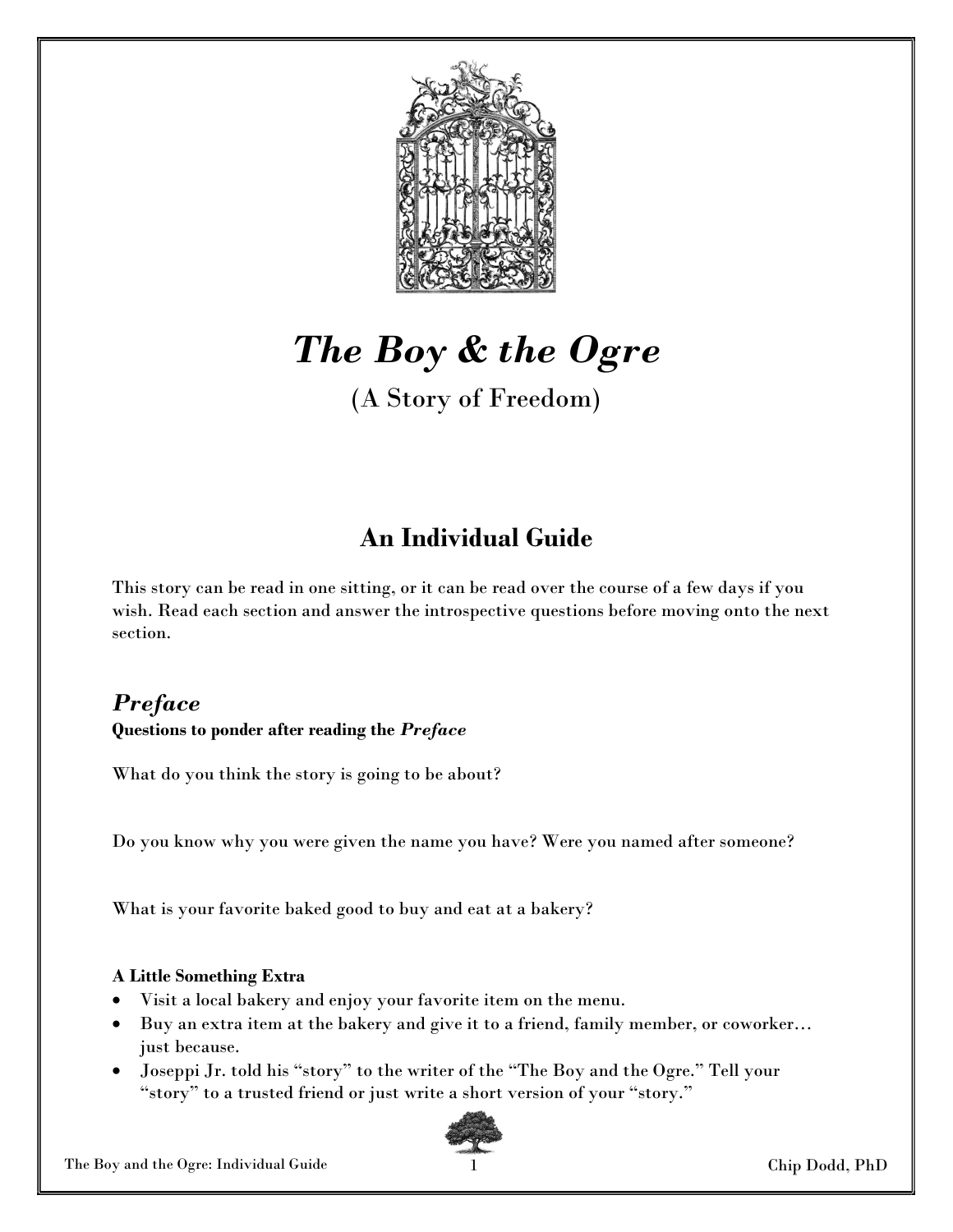# *The Boy & the Ogre*

(A Story of Freedom)

## An Individual Guide

This story can be read in one sitting, or it can be read over the course of a few days if you wish. Read each section and answer the introspective questions before moving onto the next section.

### *Preface*

**Questions to ponder after reading the *Preface***

What do you think the story is going to be about?

Do you know why you were given the name you have? Were you named after someone?

What is your favorite baked good to buy and eat at a bakery?

**A Little Something Extra**

- Visit a local bakery and enjoy your favorite item on the menu.
- Buy an extra item at the bakery and give it to a friend, family member, or coworker… just because.
- Joseppi Jr. told his "story" to the writer of the "The Boy and the Ogre." Tell your "story" to a trusted friend or just write a short version of your "story."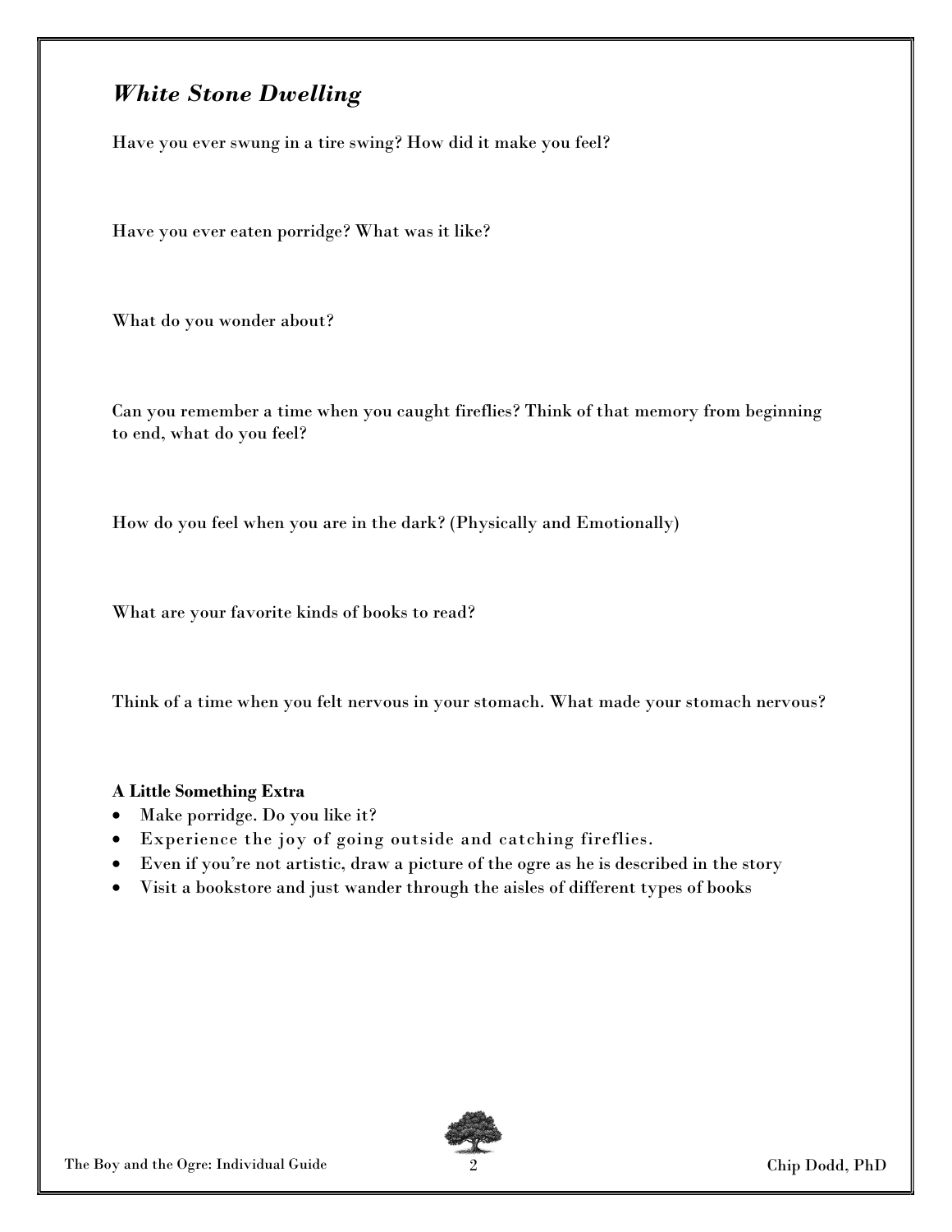## *White Stone Dwelling*

Have you ever swung in a tire swing? How did it make you feel?

Have you ever eaten porridge? What was it like?

What do you wonder about?

Can you remember a time when you caught fireflies? Think of that memory from beginning to end, what do you feel?

How do you feel when you are in the dark? (Physically and Emotionally)

What are your favorite kinds of books to read?

Think of a time when you felt nervous in your stomach. What made your stomach nervous?

**A Little Something Extra**

- Make porridge. Do you like it?
- Experience the joy of going outside and catching fireflies.
- Even if you're not artistic, draw a picture of the ogre as he is described in the story
- Visit a bookstore and just wander through the aisles of different types of books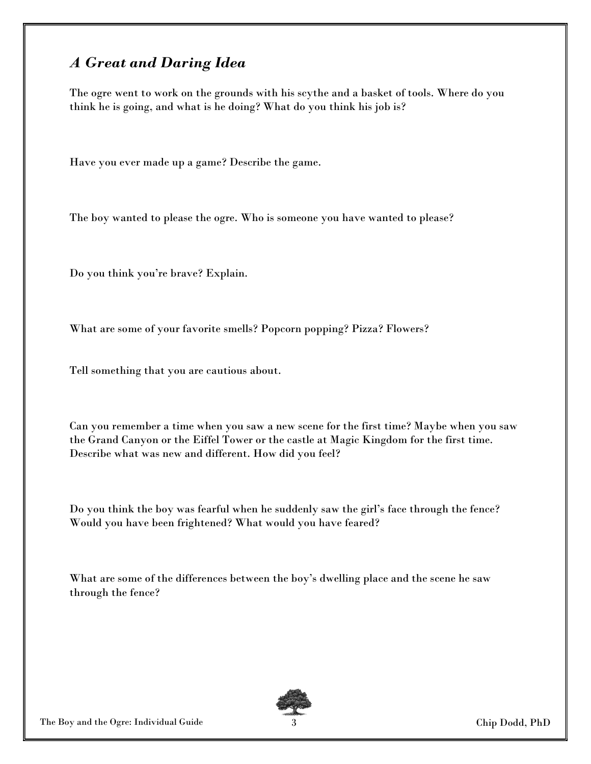## *A Great and Daring Idea*

The ogre went to work on the grounds with his scythe and a basket of tools. Where do you think he is going, and what is he doing? What do you think his job is?

Have you ever made up a game? Describe the game.

The boy wanted to please the ogre. Who is someone you have wanted to please?

Do you think you're brave? Explain.

What are some of your favorite smells? Popcorn popping? Pizza? Flowers?

Tell something that you are cautious about.

Can you remember a time when you saw a new scene for the first time? Maybe when you saw the Grand Canyon or the Eiffel Tower or the castle at Magic Kingdom for the first time. Describe what was new and different. How did you feel?

Do you think the boy was fearful when he suddenly saw the girl's face through the fence? Would you have been frightened? What would you have feared?

What are some of the differences between the boy's dwelling place and the scene he saw through the fence?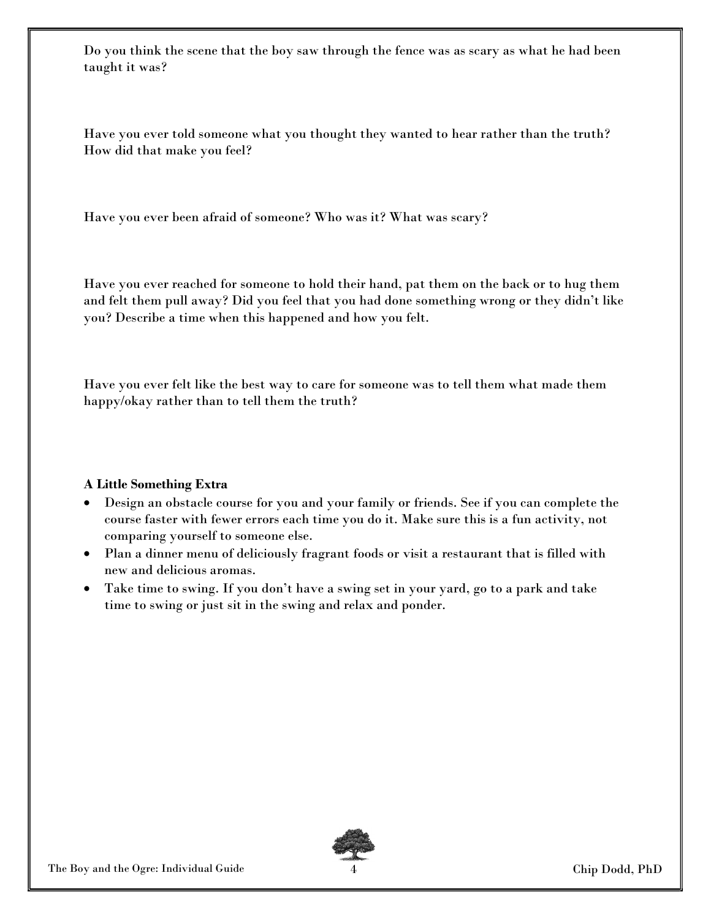Do you think the scene that the boy saw through the fence was as scary as what he had been taught it was?

Have you ever told someone what you thought they wanted to hear rather than the truth? How did that make you feel?

Have you ever been afraid of someone? Who was it? What was scary?

Have you ever reached for someone to hold their hand, pat them on the back or to hug them and felt them pull away? Did you feel that you had done something wrong or they didn't like you? Describe a time when this happened and how you felt.

Have you ever felt like the best way to care for someone was to tell them what made them happy/okay rather than to tell them the truth?

**A Little Something Extra**

- Design an obstacle course for you and your family or friends. See if you can complete the course faster with fewer errors each time you do it. Make sure this is a fun activity, not comparing yourself to someone else.
- Plan a dinner menu of deliciously fragrant foods or visit a restaurant that is filled with new and delicious aromas.
- Take time to swing. If you don't have a swing set in your yard, go to a park and take time to swing or just sit in the swing and relax and ponder.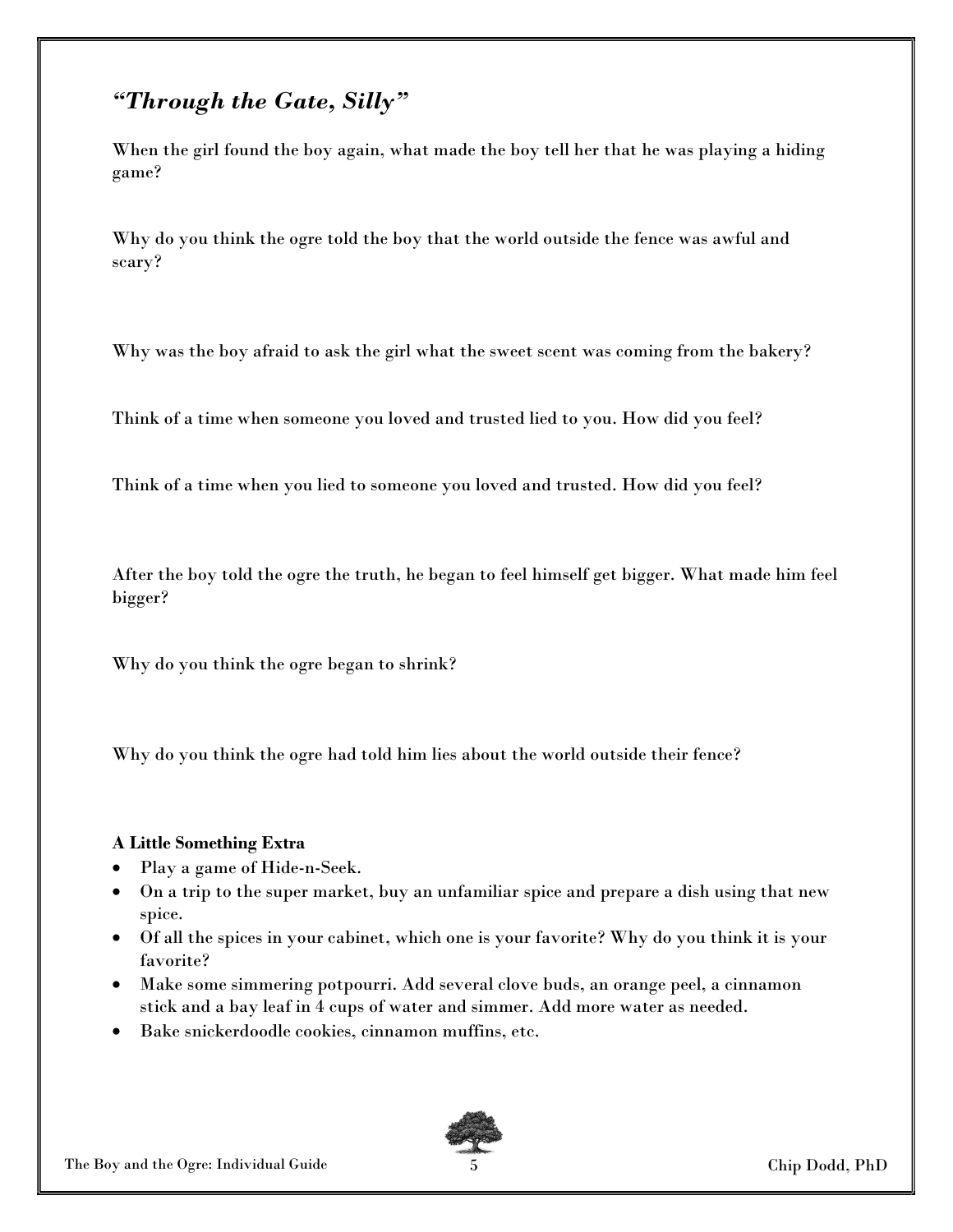## *"Through the Gate, Silly"*

When the girl found the boy again, what made the boy tell her that he was playing a hiding game?

Why do you think the ogre told the boy that the world outside the fence was awful and scary?

Why was the boy afraid to ask the girl what the sweet scent was coming from the bakery?

Think of a time when someone you loved and trusted lied to you. How did you feel?

Think of a time when you lied to someone you loved and trusted. How did you feel?

After the boy told the ogre the truth, he began to feel himself get bigger. What made him feel bigger?

Why do you think the ogre began to shrink?

Why do you think the ogre had told him lies about the world outside their fence?

**A Little Something Extra**

- Play a game of Hide-n-Seek.
- On a trip to the super market, buy an unfamiliar spice and prepare a dish using that new spice.
- Of all the spices in your cabinet, which one is your favorite? Why do you think it is your favorite?
- Make some simmering potpourri. Add several clove buds, an orange peel, a cinnamon stick and a bay leaf in 4 cups of water and simmer. Add more water as needed.
- Bake snickerdoodle cookies, cinnamon muffins, etc.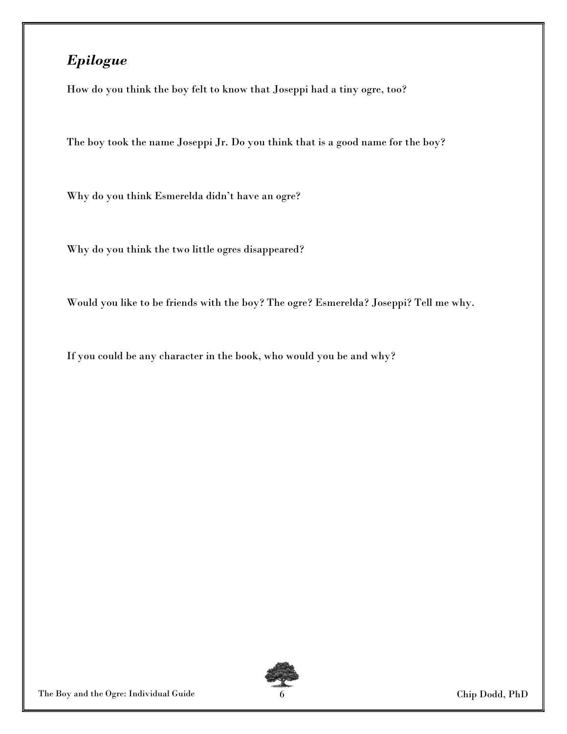## *Epilogue*

How do you think the boy felt to know that Joseppi had a tiny ogre, too?

The boy took the name Joseppi Jr. Do you think that is a good name for the boy?

Why do you think Esmerelda didn't have an ogre?

Why do you think the two little ogres disappeared?

Would you like to be friends with the boy? The ogre? Esmerelda? Joseppi? Tell me why.

If you could be any character in the book, who would you be and why?